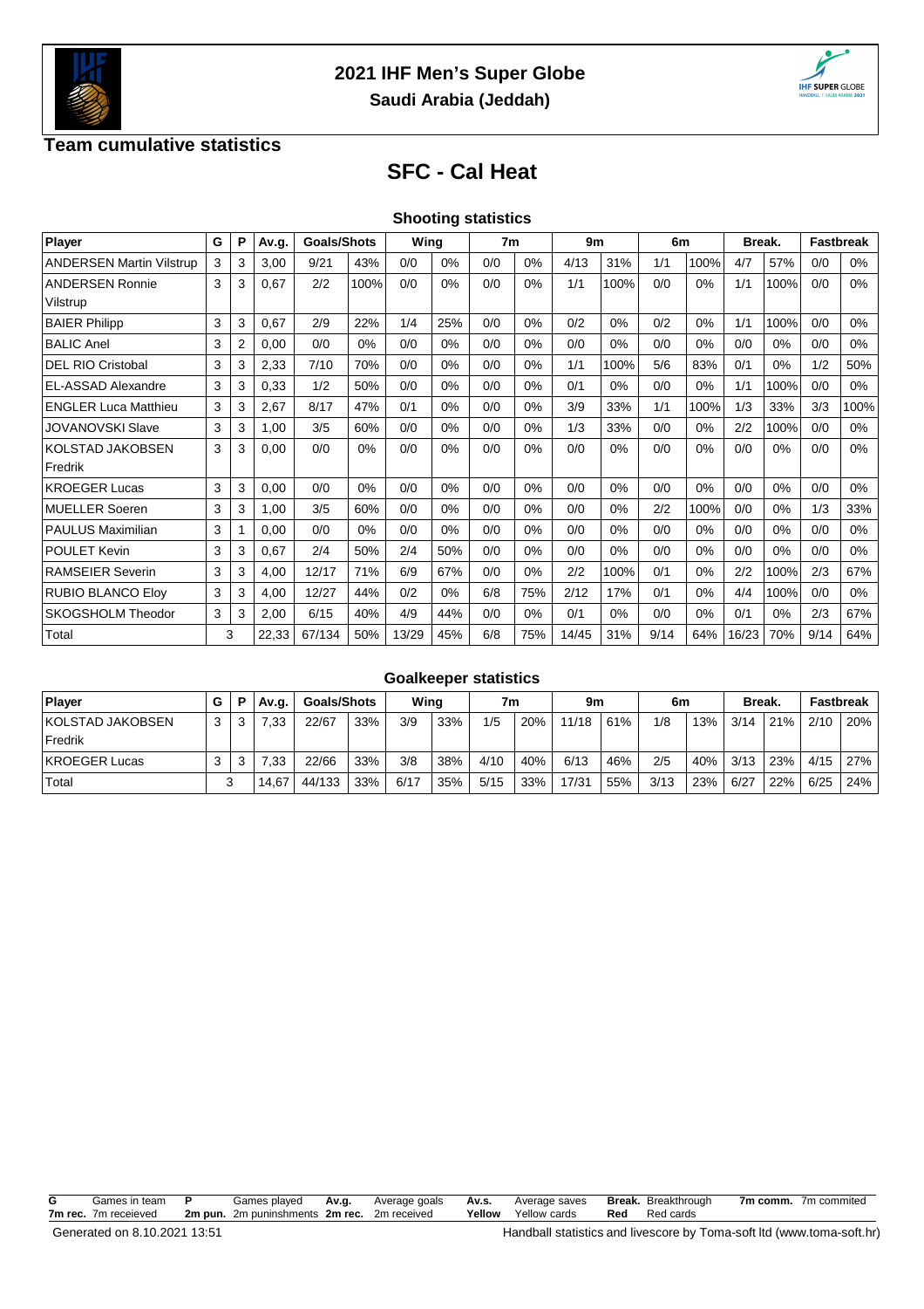# 2021 IHF Men's Super Globe

**Saudi Arabia (Jeddah)**

## Team cumulative statistics

# SFC - Cal Heat

### Shooting statistics

| Player | G | P | Av.g. | Goals/Shots | | Wing | | 7m | | 9m | | 6m | | Break. | | Fastbreak | |
|---|---|---|---|---|---|---|---|---|---|---|---|---|---|---|---|---|---|
| ANDERSEN Martin Vilstrup | 3 | 3 | 3,00 | 9/21 | 43% | 0/0 | 0% | 0/0 | 0% | 4/13 | 31% | 1/1 | 100% | 4/7 | 57% | 0/0 | 0% |
| ANDERSEN Ronnie Vilstrup | 3 | 3 | 0,67 | 2/2 | 100% | 0/0 | 0% | 0/0 | 0% | 1/1 | 100% | 0/0 | 0% | 1/1 | 100% | 0/0 | 0% |
| BAIER Philipp | 3 | 3 | 0,67 | 2/9 | 22% | 1/4 | 25% | 0/0 | 0% | 0/2 | 0% | 0/2 | 0% | 1/1 | 100% | 0/0 | 0% |
| BALIC Anel | 3 | 2 | 0,00 | 0/0 | 0% | 0/0 | 0% | 0/0 | 0% | 0/0 | 0% | 0/0 | 0% | 0/0 | 0% | 0/0 | 0% |
| DEL RIO Cristobal | 3 | 3 | 2,33 | 7/10 | 70% | 0/0 | 0% | 0/0 | 0% | 1/1 | 100% | 5/6 | 83% | 0/1 | 0% | 1/2 | 50% |
| EL-ASSAD Alexandre | 3 | 3 | 0,33 | 1/2 | 50% | 0/0 | 0% | 0/0 | 0% | 0/1 | 0% | 0/0 | 0% | 1/1 | 100% | 0/0 | 0% |
| ENGLER Luca Matthieu | 3 | 3 | 2,67 | 8/17 | 47% | 0/1 | 0% | 0/0 | 0% | 3/9 | 33% | 1/1 | 100% | 1/3 | 33% | 3/3 | 100% |
| JOVANOVSKI Slave | 3 | 3 | 1,00 | 3/5 | 60% | 0/0 | 0% | 0/0 | 0% | 1/3 | 33% | 0/0 | 0% | 2/2 | 100% | 0/0 | 0% |
| KOLSTAD JAKOBSEN Fredrik | 3 | 3 | 0,00 | 0/0 | 0% | 0/0 | 0% | 0/0 | 0% | 0/0 | 0% | 0/0 | 0% | 0/0 | 0% | 0/0 | 0% |
| KROEGER Lucas | 3 | 3 | 0,00 | 0/0 | 0% | 0/0 | 0% | 0/0 | 0% | 0/0 | 0% | 0/0 | 0% | 0/0 | 0% | 0/0 | 0% |
| MUELLER Soeren | 3 | 3 | 1,00 | 3/5 | 60% | 0/0 | 0% | 0/0 | 0% | 0/0 | 0% | 2/2 | 100% | 0/0 | 0% | 1/3 | 33% |
| PAULUS Maximilian | 3 | 1 | 0,00 | 0/0 | 0% | 0/0 | 0% | 0/0 | 0% | 0/0 | 0% | 0/0 | 0% | 0/0 | 0% | 0/0 | 0% |
| POULET Kevin | 3 | 3 | 0,67 | 2/4 | 50% | 2/4 | 50% | 0/0 | 0% | 0/0 | 0% | 0/0 | 0% | 0/0 | 0% | 0/0 | 0% |
| RAMSEIER Severin | 3 | 3 | 4,00 | 12/17 | 71% | 6/9 | 67% | 0/0 | 0% | 2/2 | 100% | 0/1 | 0% | 2/2 | 100% | 2/3 | 67% |
| RUBIO BLANCO Eloy | 3 | 3 | 4,00 | 12/27 | 44% | 0/2 | 0% | 6/8 | 75% | 2/12 | 17% | 0/1 | 0% | 4/4 | 100% | 0/0 | 0% |
| SKOGSHOLM Theodor | 3 | 3 | 2,00 | 6/15 | 40% | 4/9 | 44% | 0/0 | 0% | 0/1 | 0% | 0/0 | 0% | 0/1 | 0% | 2/3 | 67% |
| Total | 3 | | 22,33 | 67/134 | 50% | 13/29 | 45% | 6/8 | 75% | 14/45 | 31% | 9/14 | 64% | 16/23 | 70% | 9/14 | 64% |

### Goalkeeper statistics

| Player | G | P | Av.g. | Goals/Shots | | Wing | | 7m | | 9m | | 6m | | Break. | | Fastbreak | |
|---|---|---|---|---|---|---|---|---|---|---|---|---|---|---|---|---|---|
| KOLSTAD JAKOBSEN Fredrik | 3 | 3 | 7,33 | 22/67 | 33% | 3/9 | 33% | 1/5 | 20% | 11/18 | 61% | 1/8 | 13% | 3/14 | 21% | 2/10 | 20% |
| KROEGER Lucas | 3 | 3 | 7,33 | 22/66 | 33% | 3/8 | 38% | 4/10 | 40% | 6/13 | 46% | 2/5 | 40% | 3/13 | 23% | 4/15 | 27% |
| Total | 3 | | 14,67 | 44/133 | 33% | 6/17 | 35% | 5/15 | 33% | 17/31 | 55% | 3/13 | 23% | 6/27 | 22% | 6/25 | 24% |

**G** Games in team **P** Games played **Av.g.** Average goals **Av.s.** Average saves **Break.** Breakthrough **7m comm.** 7m commited
**7m rec.** 7m receieved **2m pun.** 2m puninshments **2m rec.** 2m received **Yellow** Yellow cards **Red** Red cards

Generated on 8.10.2021 13:51

Handball statistics and livescore by Toma-soft ltd (www.toma-soft.hr)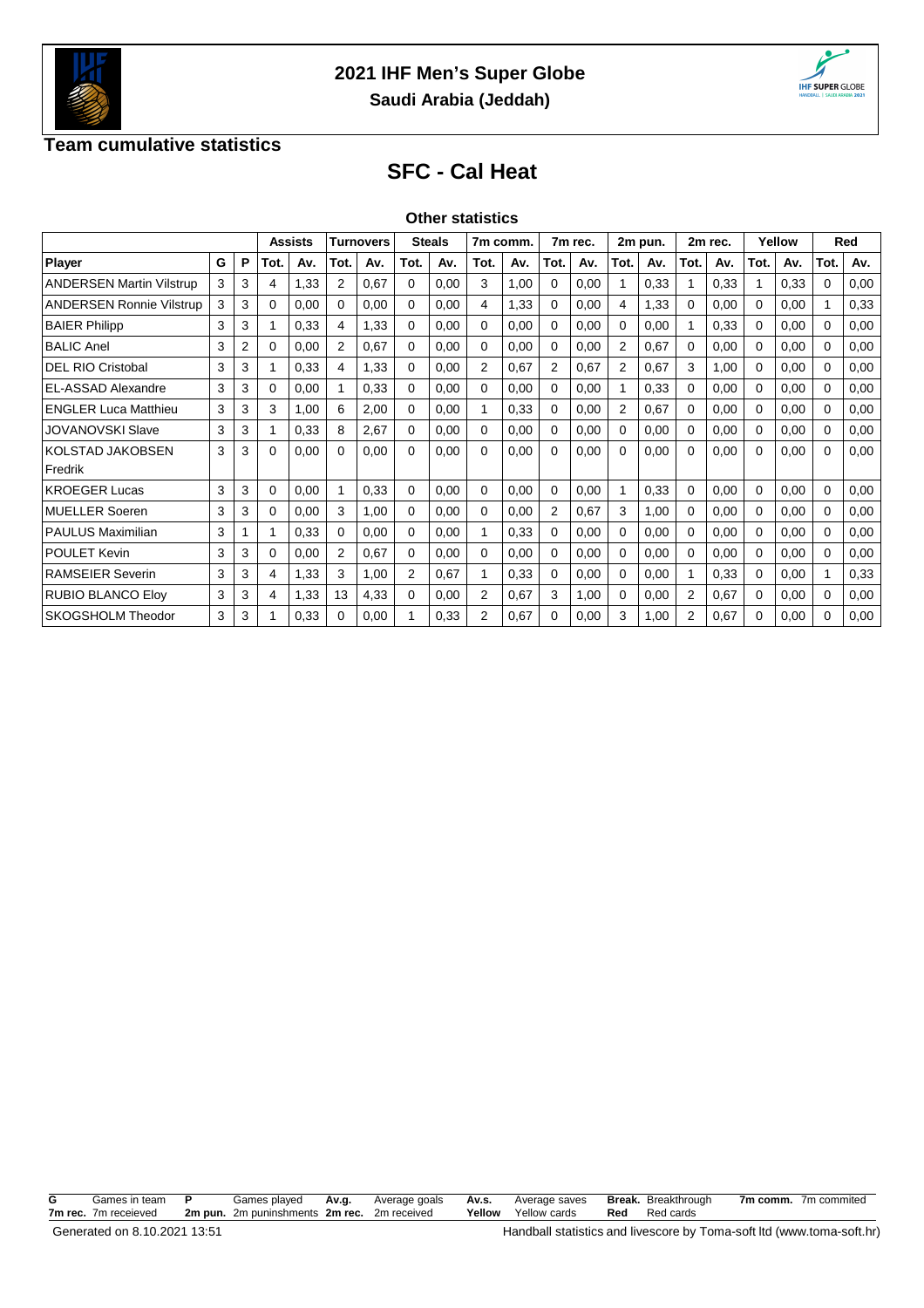# 2021 IHF Men's Super Globe

**Saudi Arabia (Jeddah)**

## Team cumulative statistics

## SFC - Cal Heat

### Other statistics

| | | | Assists | | Turnovers | | Steals | | 7m comm. | | 7m rec. | | 2m pun. | | 2m rec. | | Yellow | | Red | |
|---|---|---|---|---|---|---|---|---|---|---|---|---|---|---|---|---|---|---|---|---|
| **Player** | **G** | **P** | **Tot.** | **Av.** | **Tot.** | **Av.** | **Tot.** | **Av.** | **Tot.** | **Av.** | **Tot.** | **Av.** | **Tot.** | **Av.** | **Tot.** | **Av.** | **Tot.** | **Av.** | **Tot.** | **Av.** |
| ANDERSEN Martin Vilstrup | 3 | 3 | 4 | 1,33 | 2 | 0,67 | 0 | 0,00 | 3 | 1,00 | 0 | 0,00 | 1 | 0,33 | 1 | 0,33 | 1 | 0,33 | 0 | 0,00 |
| ANDERSEN Ronnie Vilstrup | 3 | 3 | 0 | 0,00 | 0 | 0,00 | 0 | 0,00 | 4 | 1,33 | 0 | 0,00 | 4 | 1,33 | 0 | 0,00 | 0 | 0,00 | 1 | 0,33 |
| BAIER Philipp | 3 | 3 | 1 | 0,33 | 4 | 1,33 | 0 | 0,00 | 0 | 0,00 | 0 | 0,00 | 0 | 0,00 | 1 | 0,33 | 0 | 0,00 | 0 | 0,00 |
| BALIC Anel | 3 | 2 | 0 | 0,00 | 2 | 0,67 | 0 | 0,00 | 0 | 0,00 | 0 | 0,00 | 2 | 0,67 | 0 | 0,00 | 0 | 0,00 | 0 | 0,00 |
| DEL RIO Cristobal | 3 | 3 | 1 | 0,33 | 4 | 1,33 | 0 | 0,00 | 2 | 0,67 | 2 | 0,67 | 2 | 0,67 | 3 | 1,00 | 0 | 0,00 | 0 | 0,00 |
| EL-ASSAD Alexandre | 3 | 3 | 0 | 0,00 | 1 | 0,33 | 0 | 0,00 | 0 | 0,00 | 0 | 0,00 | 1 | 0,33 | 0 | 0,00 | 0 | 0,00 | 0 | 0,00 |
| ENGLER Luca Matthieu | 3 | 3 | 3 | 1,00 | 6 | 2,00 | 0 | 0,00 | 1 | 0,33 | 0 | 0,00 | 2 | 0,67 | 0 | 0,00 | 0 | 0,00 | 0 | 0,00 |
| JOVANOVSKI Slave | 3 | 3 | 1 | 0,33 | 8 | 2,67 | 0 | 0,00 | 0 | 0,00 | 0 | 0,00 | 0 | 0,00 | 0 | 0,00 | 0 | 0,00 | 0 | 0,00 |
| KOLSTAD JAKOBSEN Fredrik | 3 | 3 | 0 | 0,00 | 0 | 0,00 | 0 | 0,00 | 0 | 0,00 | 0 | 0,00 | 0 | 0,00 | 0 | 0,00 | 0 | 0,00 | 0 | 0,00 |
| KROEGER Lucas | 3 | 3 | 0 | 0,00 | 1 | 0,33 | 0 | 0,00 | 0 | 0,00 | 0 | 0,00 | 1 | 0,33 | 0 | 0,00 | 0 | 0,00 | 0 | 0,00 |
| MUELLER Soeren | 3 | 3 | 0 | 0,00 | 3 | 1,00 | 0 | 0,00 | 0 | 0,00 | 2 | 0,67 | 3 | 1,00 | 0 | 0,00 | 0 | 0,00 | 0 | 0,00 |
| PAULUS Maximilian | 3 | 1 | 1 | 0,33 | 0 | 0,00 | 0 | 0,00 | 1 | 0,33 | 0 | 0,00 | 0 | 0,00 | 0 | 0,00 | 0 | 0,00 | 0 | 0,00 |
| POULET Kevin | 3 | 3 | 0 | 0,00 | 2 | 0,67 | 0 | 0,00 | 0 | 0,00 | 0 | 0,00 | 0 | 0,00 | 0 | 0,00 | 0 | 0,00 | 0 | 0,00 |
| RAMSEIER Severin | 3 | 3 | 4 | 1,33 | 3 | 1,00 | 2 | 0,67 | 1 | 0,33 | 0 | 0,00 | 0 | 0,00 | 1 | 0,33 | 0 | 0,00 | 1 | 0,33 |
| RUBIO BLANCO Eloy | 3 | 3 | 4 | 1,33 | 13 | 4,33 | 0 | 0,00 | 2 | 0,67 | 3 | 1,00 | 0 | 0,00 | 2 | 0,67 | 0 | 0,00 | 0 | 0,00 |
| SKOGSHOLM Theodor | 3 | 3 | 1 | 0,33 | 0 | 0,00 | 1 | 0,33 | 2 | 0,67 | 0 | 0,00 | 3 | 1,00 | 2 | 0,67 | 0 | 0,00 | 0 | 0,00 |

**G** Games in team **P** Games played **Av.g.** Average goals **Av.s.** Average saves **Break.** Breakthrough **7m comm.** 7m commited
**7m rec.** 7m receieved **2m pun.** 2m puninshments **2m rec.** 2m received **Yellow** Yellow cards **Red** Red cards

Generated on 8.10.2021 13:51

Handball statistics and livescore by Toma-soft ltd (www.toma-soft.hr)